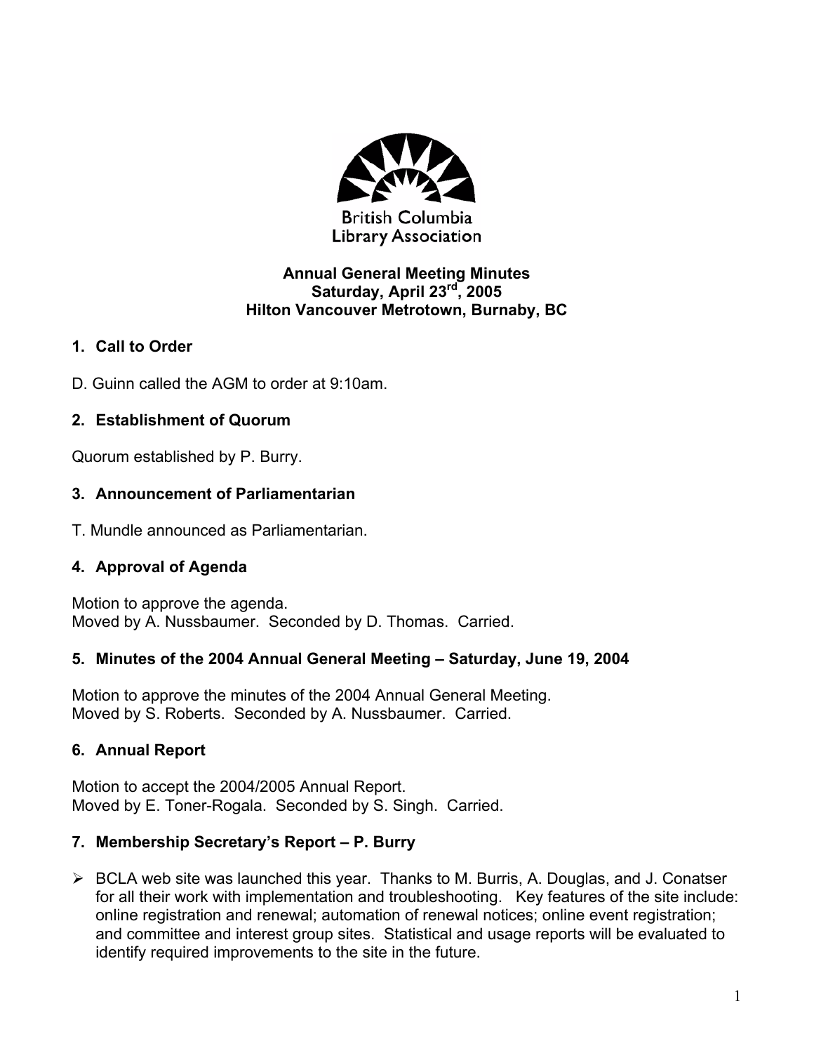British Columbia Library Association

# Annual General Meeting Minutes
## Saturday, April 23rd, 2005
## Hilton Vancouver Metrotown, Burnaby, BC

### 1. Call to Order

D. Guinn called the AGM to order at 9:10am.

### 2. Establishment of Quorum

Quorum established by P. Burry.

### 3. Announcement of Parliamentarian

T. Mundle announced as Parliamentarian.

### 4. Approval of Agenda

Motion to approve the agenda.
Moved by A. Nussbaumer. Seconded by D. Thomas. Carried.

### 5. Minutes of the 2004 Annual General Meeting – Saturday, June 19, 2004

Motion to approve the minutes of the 2004 Annual General Meeting.
Moved by S. Roberts. Seconded by A. Nussbaumer. Carried.

### 6. Annual Report

Motion to accept the 2004/2005 Annual Report.
Moved by E. Toner-Rogala. Seconded by S. Singh. Carried.

### 7. Membership Secretary's Report – P. Burry

- BCLA web site was launched this year. Thanks to M. Burris, A. Douglas, and J. Conatser for all their work with implementation and troubleshooting. Key features of the site include: online registration and renewal; automation of renewal notices; online event registration; and committee and interest group sites. Statistical and usage reports will be evaluated to identify required improvements to the site in the future.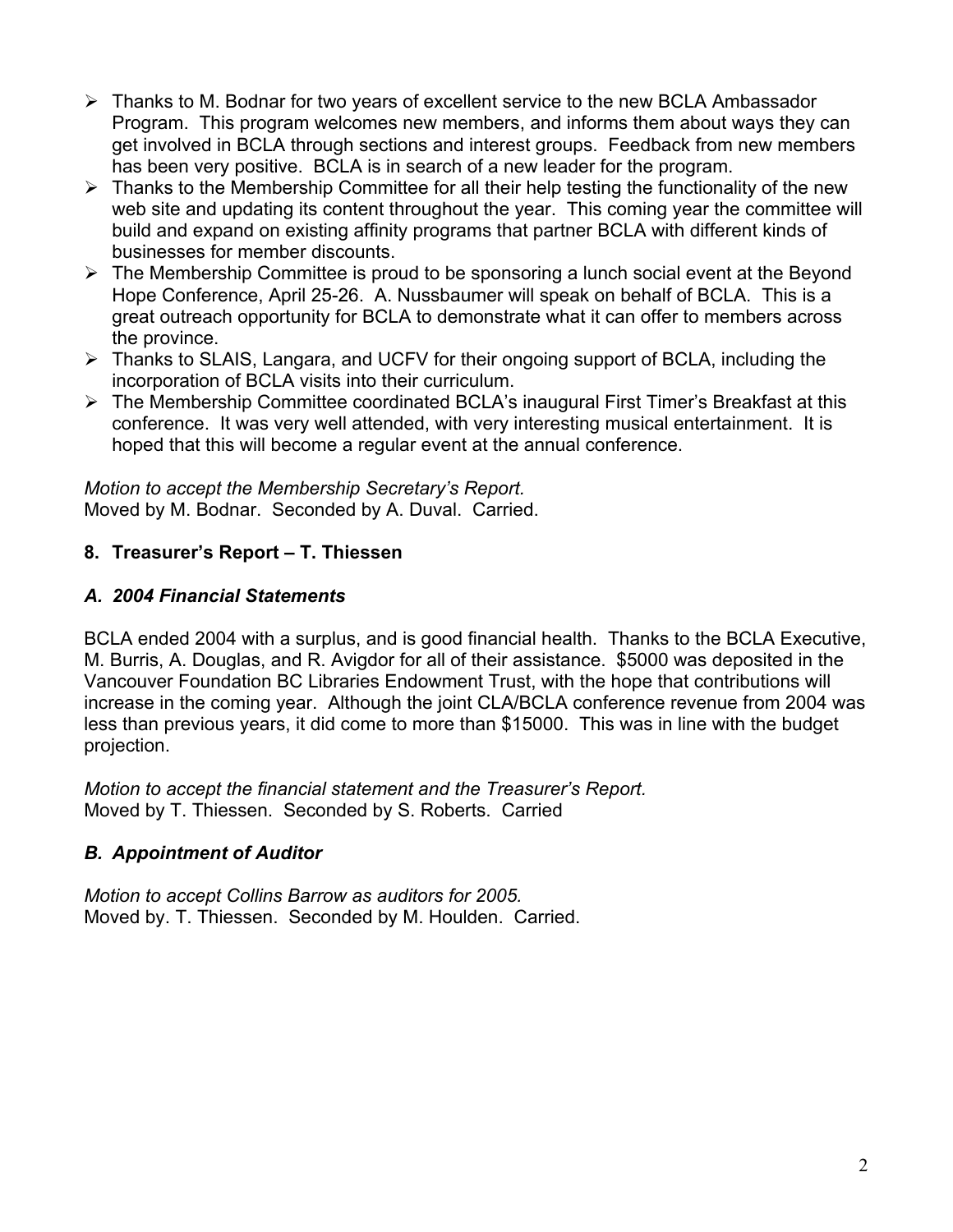- Thanks to M. Bodnar for two years of excellent service to the new BCLA Ambassador Program. This program welcomes new members, and informs them about ways they can get involved in BCLA through sections and interest groups. Feedback from new members has been very positive. BCLA is in search of a new leader for the program.
- Thanks to the Membership Committee for all their help testing the functionality of the new web site and updating its content throughout the year. This coming year the committee will build and expand on existing affinity programs that partner BCLA with different kinds of businesses for member discounts.
- The Membership Committee is proud to be sponsoring a lunch social event at the Beyond Hope Conference, April 25-26. A. Nussbaumer will speak on behalf of BCLA. This is a great outreach opportunity for BCLA to demonstrate what it can offer to members across the province.
- Thanks to SLAIS, Langara, and UCFV for their ongoing support of BCLA, including the incorporation of BCLA visits into their curriculum.
- The Membership Committee coordinated BCLA's inaugural First Timer's Breakfast at this conference. It was very well attended, with very interesting musical entertainment. It is hoped that this will become a regular event at the annual conference.

*Motion to accept the Membership Secretary's Report.*
Moved by M. Bodnar. Seconded by A. Duval. Carried.

**8. Treasurer's Report – T. Thiessen**

***A. 2004 Financial Statements***

BCLA ended 2004 with a surplus, and is good financial health. Thanks to the BCLA Executive, M. Burris, A. Douglas, and R. Avigdor for all of their assistance. $5000 was deposited in the Vancouver Foundation BC Libraries Endowment Trust, with the hope that contributions will increase in the coming year. Although the joint CLA/BCLA conference revenue from 2004 was less than previous years, it did come to more than $15000. This was in line with the budget projection.

*Motion to accept the financial statement and the Treasurer's Report.*
Moved by T. Thiessen. Seconded by S. Roberts. Carried

***B. Appointment of Auditor***

*Motion to accept Collins Barrow as auditors for 2005.*
Moved by. T. Thiessen. Seconded by M. Houlden. Carried.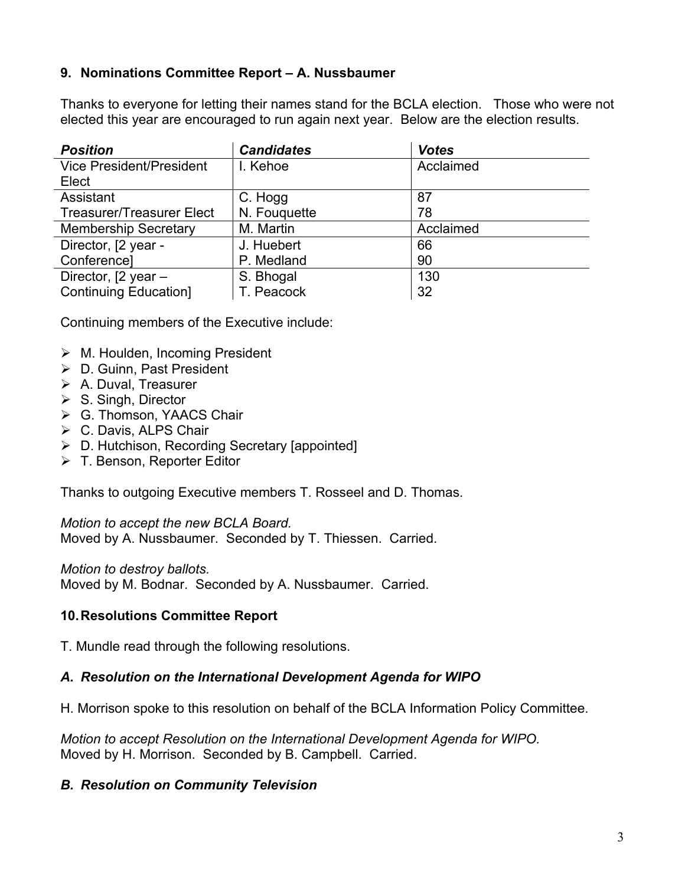## 9. Nominations Committee Report – A. Nussbaumer

Thanks to everyone for letting their names stand for the BCLA election. Those who were not elected this year are encouraged to run again next year. Below are the election results.

| ***Position*** | ***Candidates*** | ***Votes*** |
|---|---|---|
| Vice President/President Elect | I. Kehoe | Acclaimed |
| Assistant Treasurer/Treasurer Elect | C. Hogg<br>N. Fouquette | 87<br>78 |
| Membership Secretary | M. Martin | Acclaimed |
| Director, [2 year - Conference] | J. Huebert<br>P. Medland | 66<br>90 |
| Director, [2 year – Continuing Education] | S. Bhogal<br>T. Peacock | 130<br>32 |

Continuing members of the Executive include:

- M. Houlden, Incoming President
- D. Guinn, Past President
- A. Duval, Treasurer
- S. Singh, Director
- G. Thomson, YAACS Chair
- C. Davis, ALPS Chair
- D. Hutchison, Recording Secretary [appointed]
- T. Benson, Reporter Editor

Thanks to outgoing Executive members T. Rosseel and D. Thomas.

*Motion to accept the new BCLA Board.*
Moved by A. Nussbaumer. Seconded by T. Thiessen. Carried.

*Motion to destroy ballots.*
Moved by M. Bodnar. Seconded by A. Nussbaumer. Carried.

## 10. Resolutions Committee Report

T. Mundle read through the following resolutions.

### *A. Resolution on the International Development Agenda for WIPO*

H. Morrison spoke to this resolution on behalf of the BCLA Information Policy Committee.

*Motion to accept Resolution on the International Development Agenda for WIPO.*
Moved by H. Morrison. Seconded by B. Campbell. Carried.

### *B. Resolution on Community Television*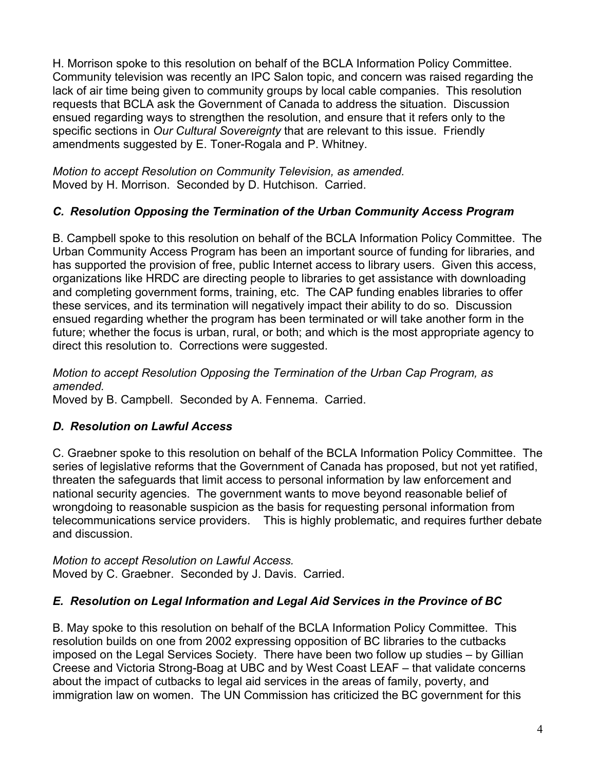H. Morrison spoke to this resolution on behalf of the BCLA Information Policy Committee. Community television was recently an IPC Salon topic, and concern was raised regarding the lack of air time being given to community groups by local cable companies. This resolution requests that BCLA ask the Government of Canada to address the situation. Discussion ensued regarding ways to strengthen the resolution, and ensure that it refers only to the specific sections in *Our Cultural Sovereignty* that are relevant to this issue. Friendly amendments suggested by E. Toner-Rogala and P. Whitney.

*Motion to accept Resolution on Community Television, as amended.*
Moved by H. Morrison. Seconded by D. Hutchison. Carried.

### *C. Resolution Opposing the Termination of the Urban Community Access Program*

B. Campbell spoke to this resolution on behalf of the BCLA Information Policy Committee. The Urban Community Access Program has been an important source of funding for libraries, and has supported the provision of free, public Internet access to library users. Given this access, organizations like HRDC are directing people to libraries to get assistance with downloading and completing government forms, training, etc. The CAP funding enables libraries to offer these services, and its termination will negatively impact their ability to do so. Discussion ensued regarding whether the program has been terminated or will take another form in the future; whether the focus is urban, rural, or both; and which is the most appropriate agency to direct this resolution to. Corrections were suggested.

*Motion to accept Resolution Opposing the Termination of the Urban Cap Program, as amended.*
Moved by B. Campbell. Seconded by A. Fennema. Carried.

### *D. Resolution on Lawful Access*

C. Graebner spoke to this resolution on behalf of the BCLA Information Policy Committee. The series of legislative reforms that the Government of Canada has proposed, but not yet ratified, threaten the safeguards that limit access to personal information by law enforcement and national security agencies. The government wants to move beyond reasonable belief of wrongdoing to reasonable suspicion as the basis for requesting personal information from telecommunications service providers. This is highly problematic, and requires further debate and discussion.

*Motion to accept Resolution on Lawful Access.*
Moved by C. Graebner. Seconded by J. Davis. Carried.

### *E. Resolution on Legal Information and Legal Aid Services in the Province of BC*

B. May spoke to this resolution on behalf of the BCLA Information Policy Committee. This resolution builds on one from 2002 expressing opposition of BC libraries to the cutbacks imposed on the Legal Services Society. There have been two follow up studies – by Gillian Creese and Victoria Strong-Boag at UBC and by West Coast LEAF – that validate concerns about the impact of cutbacks to legal aid services in the areas of family, poverty, and immigration law on women. The UN Commission has criticized the BC government for this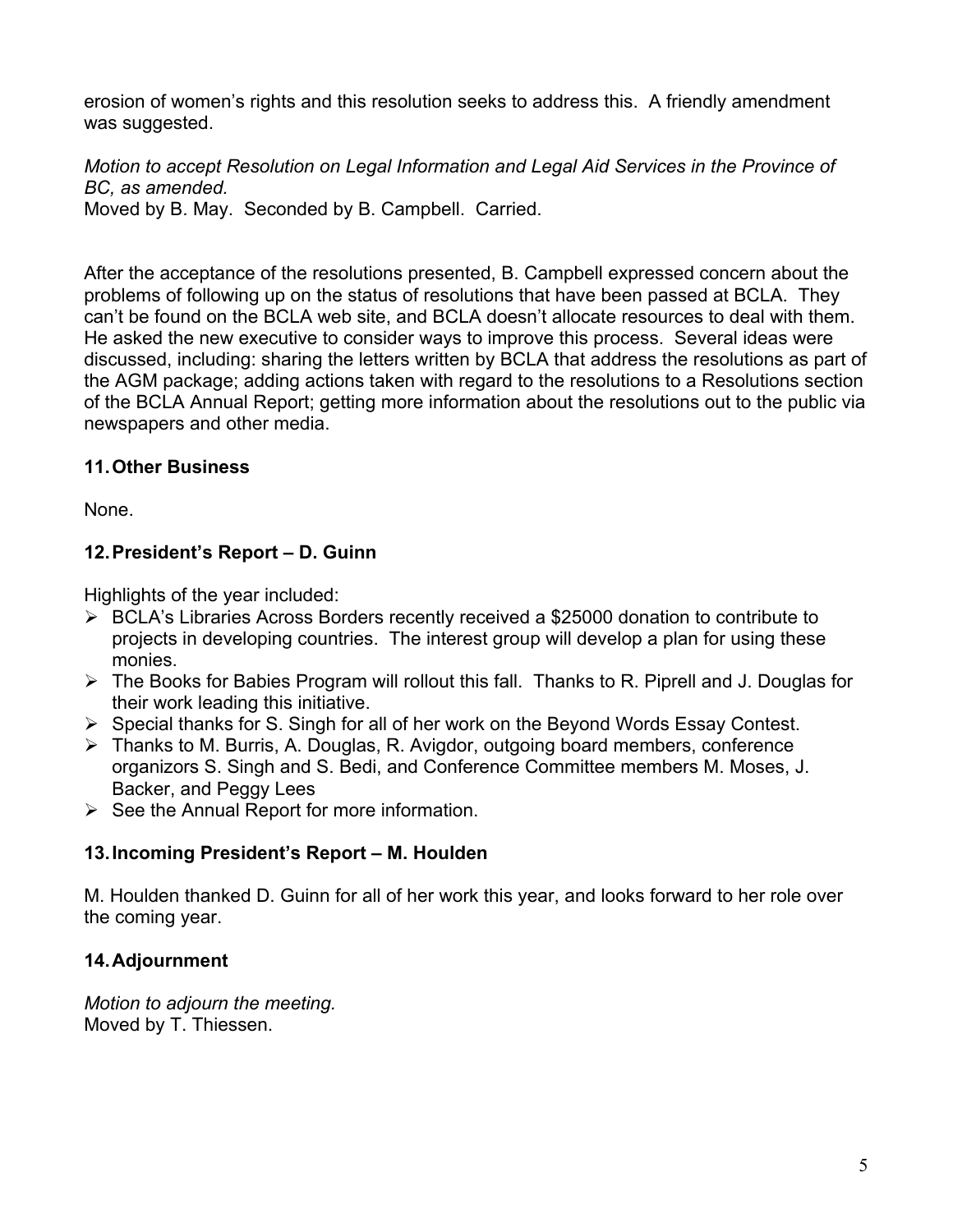erosion of women's rights and this resolution seeks to address this. A friendly amendment was suggested.

*Motion to accept Resolution on Legal Information and Legal Aid Services in the Province of BC, as amended.*
Moved by B. May. Seconded by B. Campbell. Carried.

After the acceptance of the resolutions presented, B. Campbell expressed concern about the problems of following up on the status of resolutions that have been passed at BCLA. They can't be found on the BCLA web site, and BCLA doesn't allocate resources to deal with them. He asked the new executive to consider ways to improve this process. Several ideas were discussed, including: sharing the letters written by BCLA that address the resolutions as part of the AGM package; adding actions taken with regard to the resolutions to a Resolutions section of the BCLA Annual Report; getting more information about the resolutions out to the public via newspapers and other media.

## 11. Other Business

None.

## 12. President's Report – D. Guinn

Highlights of the year included:

- BCLA's Libraries Across Borders recently received a $25000 donation to contribute to projects in developing countries. The interest group will develop a plan for using these monies.
- The Books for Babies Program will rollout this fall. Thanks to R. Piprell and J. Douglas for their work leading this initiative.
- Special thanks for S. Singh for all of her work on the Beyond Words Essay Contest.
- Thanks to M. Burris, A. Douglas, R. Avigdor, outgoing board members, conference organizors S. Singh and S. Bedi, and Conference Committee members M. Moses, J. Backer, and Peggy Lees
- See the Annual Report for more information.

## 13. Incoming President's Report – M. Houlden

M. Houlden thanked D. Guinn for all of her work this year, and looks forward to her role over the coming year.

## 14. Adjournment

*Motion to adjourn the meeting.*
Moved by T. Thiessen.